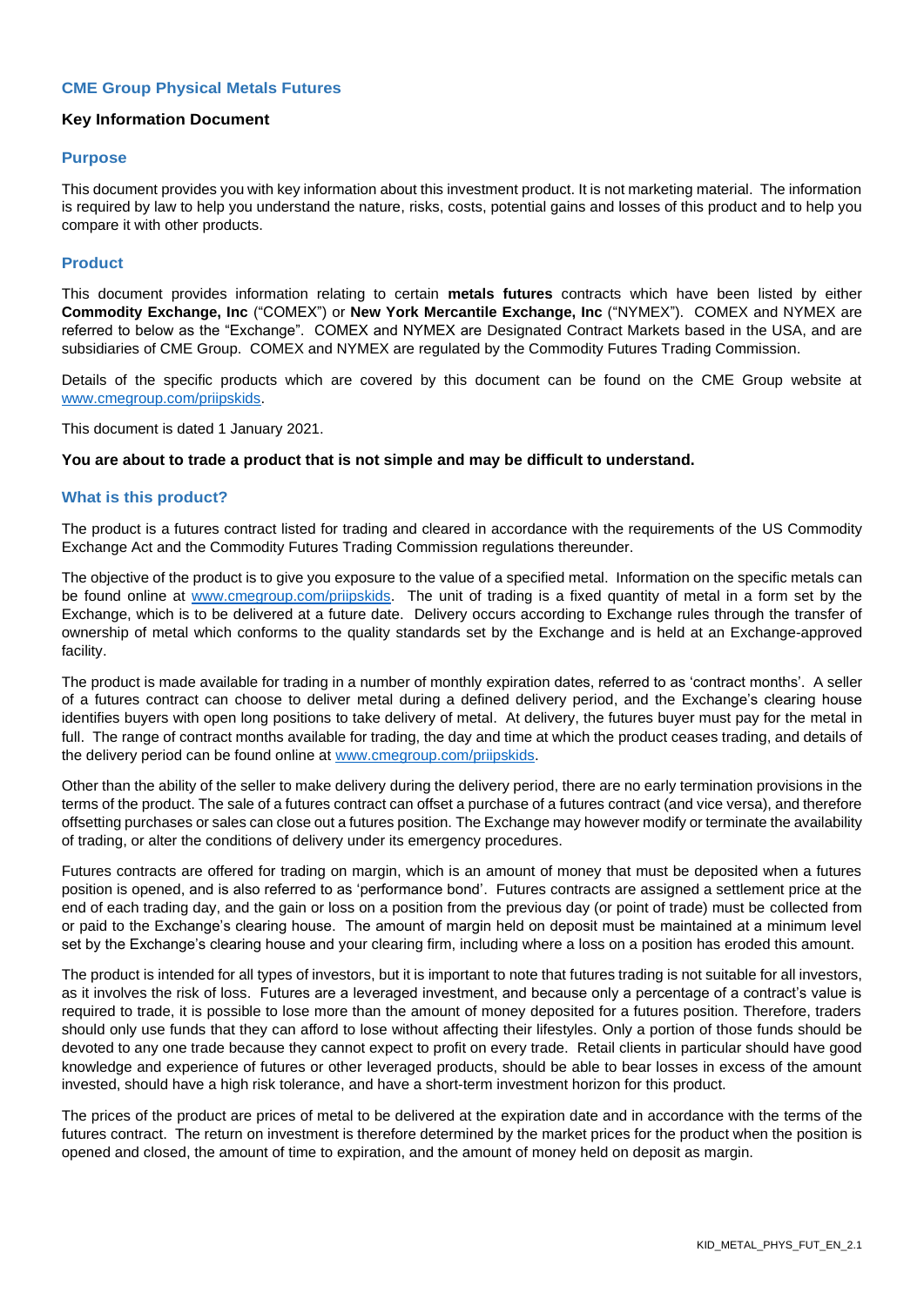# CME Group Physical Metals Futures

**Key Information Document**

## Purpose

This document provides you with key information about this investment product. It is not marketing material. The information is required by law to help you understand the nature, risks, costs, potential gains and losses of this product and to help you compare it with other products.

## Product

This document provides information relating to certain **metals futures** contracts which have been listed by either **Commodity Exchange, Inc** ("COMEX") or **New York Mercantile Exchange, Inc** ("NYMEX"). COMEX and NYMEX are referred to below as the "Exchange". COMEX and NYMEX are Designated Contract Markets based in the USA, and are subsidiaries of CME Group. COMEX and NYMEX are regulated by the Commodity Futures Trading Commission.

Details of the specific products which are covered by this document can be found on the CME Group website at www.cmegroup.com/priipskids.

This document is dated 1 January 2021.

**You are about to trade a product that is not simple and may be difficult to understand.**

## What is this product?

The product is a futures contract listed for trading and cleared in accordance with the requirements of the US Commodity Exchange Act and the Commodity Futures Trading Commission regulations thereunder.

The objective of the product is to give you exposure to the value of a specified metal. Information on the specific metals can be found online at www.cmegroup.com/priipskids. The unit of trading is a fixed quantity of metal in a form set by the Exchange, which is to be delivered at a future date. Delivery occurs according to Exchange rules through the transfer of ownership of metal which conforms to the quality standards set by the Exchange and is held at an Exchange-approved facility.

The product is made available for trading in a number of monthly expiration dates, referred to as 'contract months'. A seller of a futures contract can choose to deliver metal during a defined delivery period, and the Exchange's clearing house identifies buyers with open long positions to take delivery of metal. At delivery, the futures buyer must pay for the metal in full. The range of contract months available for trading, the day and time at which the product ceases trading, and details of the delivery period can be found online at www.cmegroup.com/priipskids.

Other than the ability of the seller to make delivery during the delivery period, there are no early termination provisions in the terms of the product. The sale of a futures contract can offset a purchase of a futures contract (and vice versa), and therefore offsetting purchases or sales can close out a futures position. The Exchange may however modify or terminate the availability of trading, or alter the conditions of delivery under its emergency procedures.

Futures contracts are offered for trading on margin, which is an amount of money that must be deposited when a futures position is opened, and is also referred to as 'performance bond'. Futures contracts are assigned a settlement price at the end of each trading day, and the gain or loss on a position from the previous day (or point of trade) must be collected from or paid to the Exchange's clearing house. The amount of margin held on deposit must be maintained at a minimum level set by the Exchange's clearing house and your clearing firm, including where a loss on a position has eroded this amount.

The product is intended for all types of investors, but it is important to note that futures trading is not suitable for all investors, as it involves the risk of loss. Futures are a leveraged investment, and because only a percentage of a contract's value is required to trade, it is possible to lose more than the amount of money deposited for a futures position. Therefore, traders should only use funds that they can afford to lose without affecting their lifestyles. Only a portion of those funds should be devoted to any one trade because they cannot expect to profit on every trade. Retail clients in particular should have good knowledge and experience of futures or other leveraged products, should be able to bear losses in excess of the amount invested, should have a high risk tolerance, and have a short-term investment horizon for this product.

The prices of the product are prices of metal to be delivered at the expiration date and in accordance with the terms of the futures contract. The return on investment is therefore determined by the market prices for the product when the position is opened and closed, the amount of time to expiration, and the amount of money held on deposit as margin.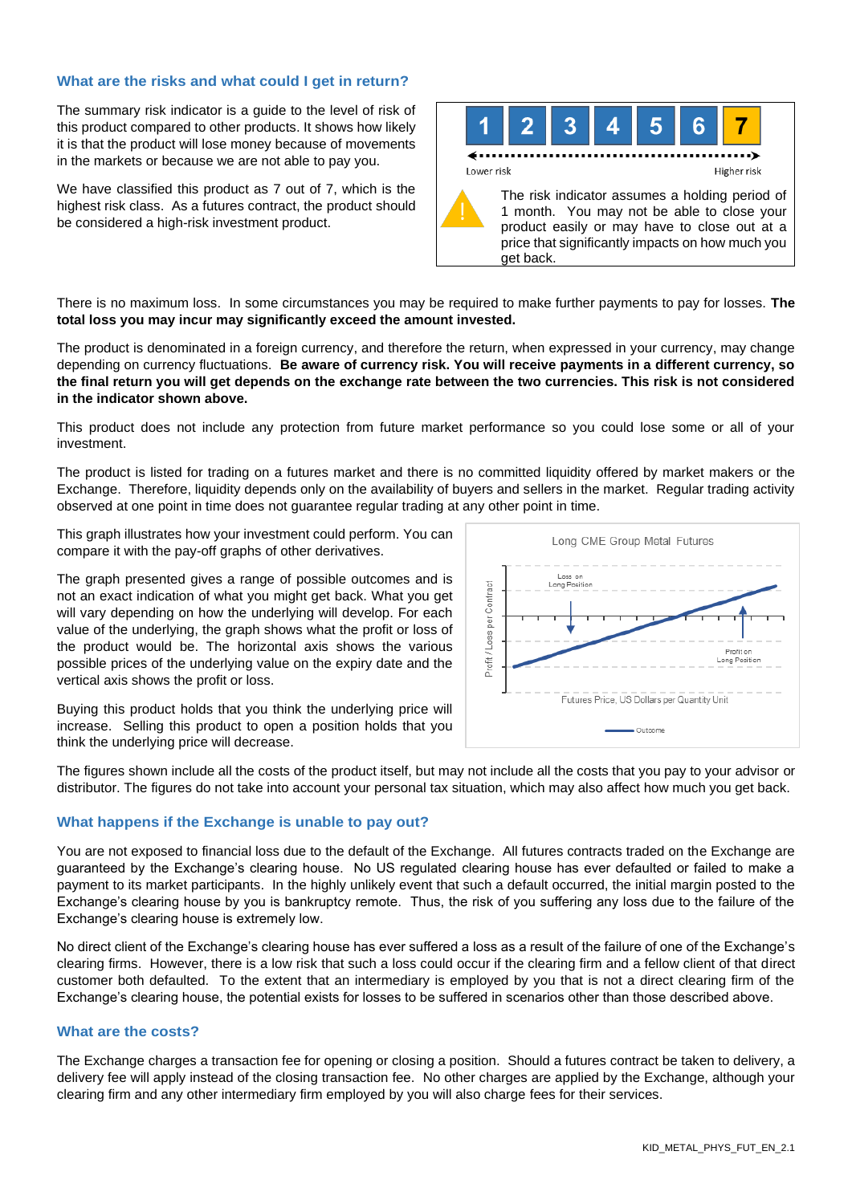## What are the risks and what could I get in return?

The summary risk indicator is a guide to the level of risk of this product compared to other products. It shows how likely it is that the product will lose money because of movements in the markets or because we are not able to pay you.

We have classified this product as 7 out of 7, which is the highest risk class. As a futures contract, the product should be considered a high-risk investment product.

| 1 | 2 | 3 | 4 | 5 | 6 | **7** |
|---|---|---|---|---|---|---|

Lower risk — Higher risk

The risk indicator assumes a holding period of 1 month. You may not be able to close your product easily or may have to close out at a price that significantly impacts on how much you get back.

There is no maximum loss. In some circumstances you may be required to make further payments to pay for losses. **The total loss you may incur may significantly exceed the amount invested.**

The product is denominated in a foreign currency, and therefore the return, when expressed in your currency, may change depending on currency fluctuations. **Be aware of currency risk. You will receive payments in a different currency, so the final return you will get depends on the exchange rate between the two currencies. This risk is not considered in the indicator shown above.**

This product does not include any protection from future market performance so you could lose some or all of your investment.

The product is listed for trading on a futures market and there is no committed liquidity offered by market makers or the Exchange. Therefore, liquidity depends only on the availability of buyers and sellers in the market. Regular trading activity observed at one point in time does not guarantee regular trading at any other point in time.

This graph illustrates how your investment could perform. You can compare it with the pay-off graphs of other derivatives.

The graph presented gives a range of possible outcomes and is not an exact indication of what you might get back. What you get will vary depending on how the underlying will develop. For each value of the underlying, the graph shows what the profit or loss of the product would be. The horizontal axis shows the various possible prices of the underlying value on the expiry date and the vertical axis shows the profit or loss.

Buying this product holds that you think the underlying price will increase. Selling this product to open a position holds that you think the underlying price will decrease.

Long CME Group Metal Futures

Loss on Long Position — Profit on Long Position

Profit / Loss per Contract — Futures Price, US Dollars per Quantity Unit

Outcome

The figures shown include all the costs of the product itself, but may not include all the costs that you pay to your advisor or distributor. The figures do not take into account your personal tax situation, which may also affect how much you get back.

## What happens if the Exchange is unable to pay out?

You are not exposed to financial loss due to the default of the Exchange. All futures contracts traded on the Exchange are guaranteed by the Exchange's clearing house. No US regulated clearing house has ever defaulted or failed to make a payment to its market participants. In the highly unlikely event that such a default occurred, the initial margin posted to the Exchange's clearing house by you is bankruptcy remote. Thus, the risk of you suffering any loss due to the failure of the Exchange's clearing house is extremely low.

No direct client of the Exchange's clearing house has ever suffered a loss as a result of the failure of one of the Exchange's clearing firms. However, there is a low risk that such a loss could occur if the clearing firm and a fellow client of that direct customer both defaulted. To the extent that an intermediary is employed by you that is not a direct clearing firm of the Exchange's clearing house, the potential exists for losses to be suffered in scenarios other than those described above.

## What are the costs?

The Exchange charges a transaction fee for opening or closing a position. Should a futures contract be taken to delivery, a delivery fee will apply instead of the closing transaction fee. No other charges are applied by the Exchange, although your clearing firm and any other intermediary firm employed by you will also charge fees for their services.

KID_METAL_PHYS_FUT_EN_2.1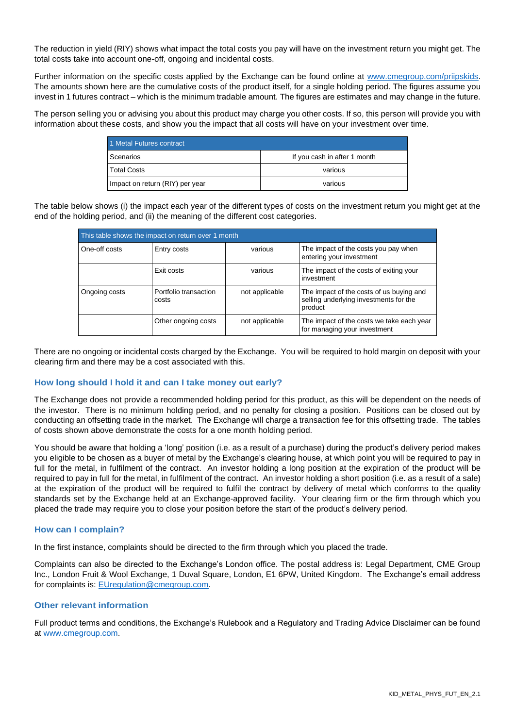The reduction in yield (RIY) shows what impact the total costs you pay will have on the investment return you might get. The total costs take into account one-off, ongoing and incidental costs.

Further information on the specific costs applied by the Exchange can be found online at www.cmegroup.com/priipskids. The amounts shown here are the cumulative costs of the product itself, for a single holding period. The figures assume you invest in 1 futures contract – which is the minimum tradable amount. The figures are estimates and may change in the future.

The person selling you or advising you about this product may charge you other costs. If so, this person will provide you with information about these costs, and show you the impact that all costs will have on your investment over time.

| 1 Metal Futures contract | |
|---|---|
| Scenarios | If you cash in after 1 month |
| Total Costs | various |
| Impact on return (RIY) per year | various |

The table below shows (i) the impact each year of the different types of costs on the investment return you might get at the end of the holding period, and (ii) the meaning of the different cost categories.

| This table shows the impact on return over 1 month | | | |
|---|---|---|---|
| One-off costs | Entry costs | various | The impact of the costs you pay when entering your investment |
| | Exit costs | various | The impact of the costs of exiting your investment |
| Ongoing costs | Portfolio transaction costs | not applicable | The impact of the costs of us buying and selling underlying investments for the product |
| | Other ongoing costs | not applicable | The impact of the costs we take each year for managing your investment |

There are no ongoing or incidental costs charged by the Exchange. You will be required to hold margin on deposit with your clearing firm and there may be a cost associated with this.

### How long should I hold it and can I take money out early?

The Exchange does not provide a recommended holding period for this product, as this will be dependent on the needs of the investor. There is no minimum holding period, and no penalty for closing a position. Positions can be closed out by conducting an offsetting trade in the market. The Exchange will charge a transaction fee for this offsetting trade. The tables of costs shown above demonstrate the costs for a one month holding period.

You should be aware that holding a 'long' position (i.e. as a result of a purchase) during the product's delivery period makes you eligible to be chosen as a buyer of metal by the Exchange's clearing house, at which point you will be required to pay in full for the metal, in fulfilment of the contract. An investor holding a long position at the expiration of the product will be required to pay in full for the metal, in fulfilment of the contract. An investor holding a short position (i.e. as a result of a sale) at the expiration of the product will be required to fulfil the contract by delivery of metal which conforms to the quality standards set by the Exchange held at an Exchange-approved facility. Your clearing firm or the firm through which you placed the trade may require you to close your position before the start of the product's delivery period.

### How can I complain?

In the first instance, complaints should be directed to the firm through which you placed the trade.

Complaints can also be directed to the Exchange's London office. The postal address is: Legal Department, CME Group Inc., London Fruit & Wool Exchange, 1 Duval Square, London, E1 6PW, United Kingdom. The Exchange's email address for complaints is: EUregulation@cmegroup.com.

### Other relevant information

Full product terms and conditions, the Exchange's Rulebook and a Regulatory and Trading Advice Disclaimer can be found at www.cmegroup.com.

KID_METAL_PHYS_FUT_EN_2.1